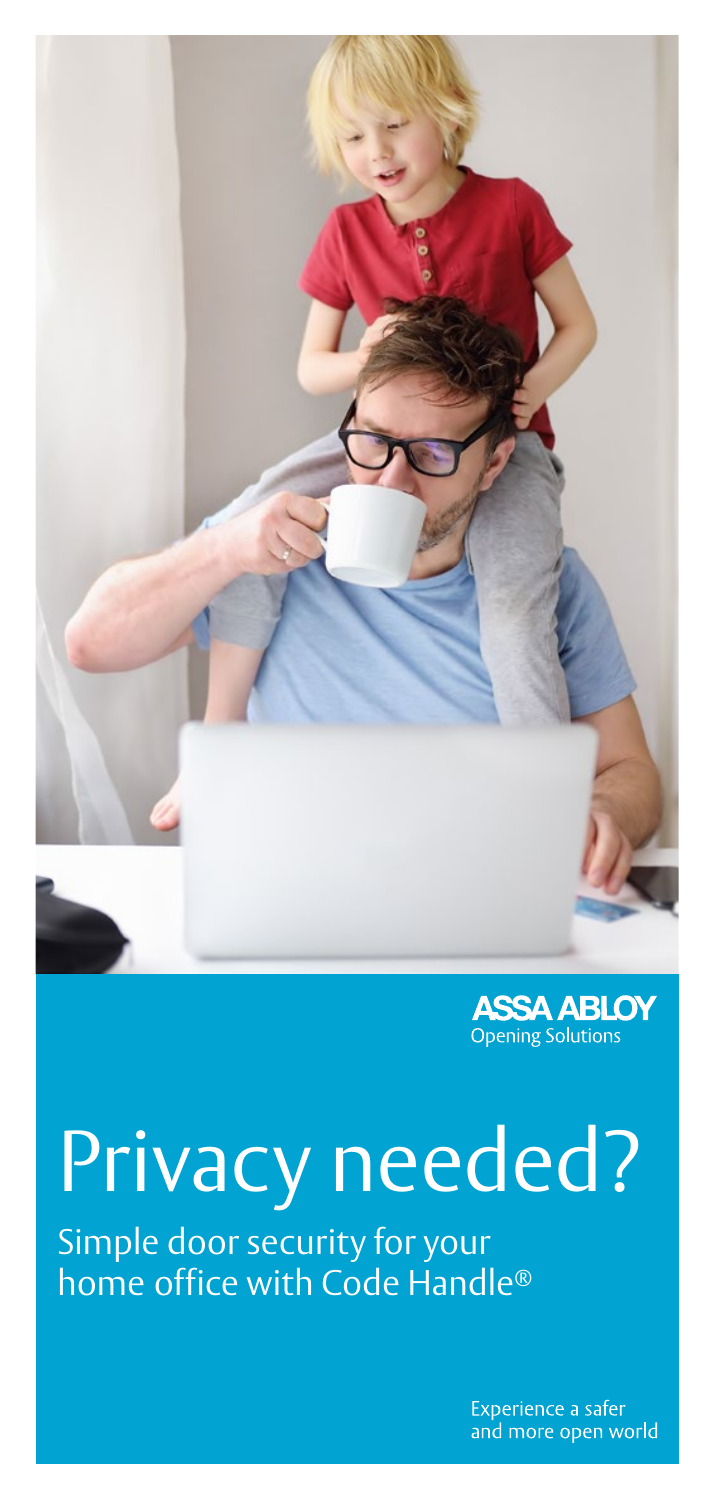ASSA ABLOY
Opening Solutions

# Privacy needed?

Simple door security for your home office with Code Handle®

Experience a safer and more open world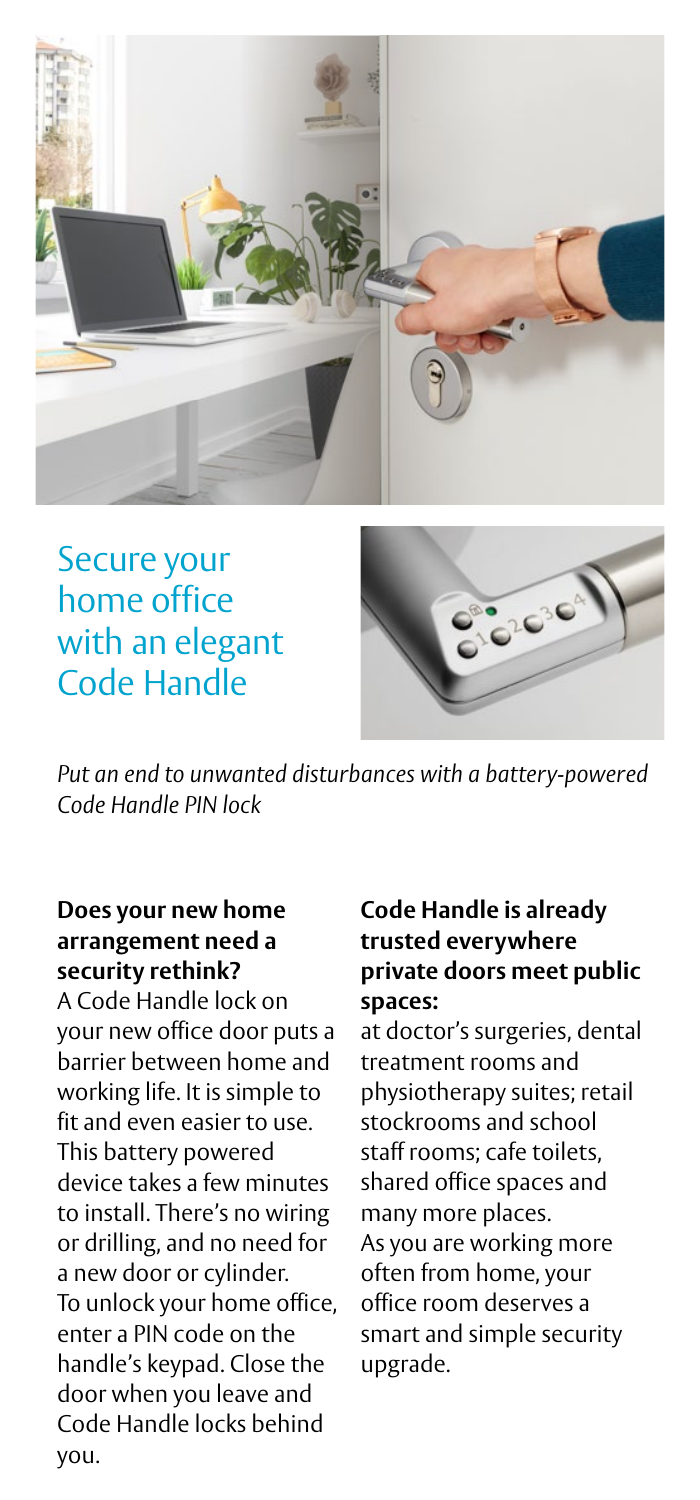# Secure your home office with an elegant Code Handle

*Put an end to unwanted disturbances with a battery-powered Code Handle PIN lock*

**Does your new home arrangement need a security rethink?**

A Code Handle lock on your new office door puts a barrier between home and working life. It is simple to fit and even easier to use. This battery powered device takes a few minutes to install. There's no wiring or drilling, and no need for a new door or cylinder.

To unlock your home office, enter a PIN code on the handle's keypad. Close the door when you leave and Code Handle locks behind you.

**Code Handle is already trusted everywhere private doors meet public spaces:**

at doctor's surgeries, dental treatment rooms and physiotherapy suites; retail stockrooms and school staff rooms; cafe toilets, shared office spaces and many more places.

As you are working more often from home, your office room deserves a smart and simple security upgrade.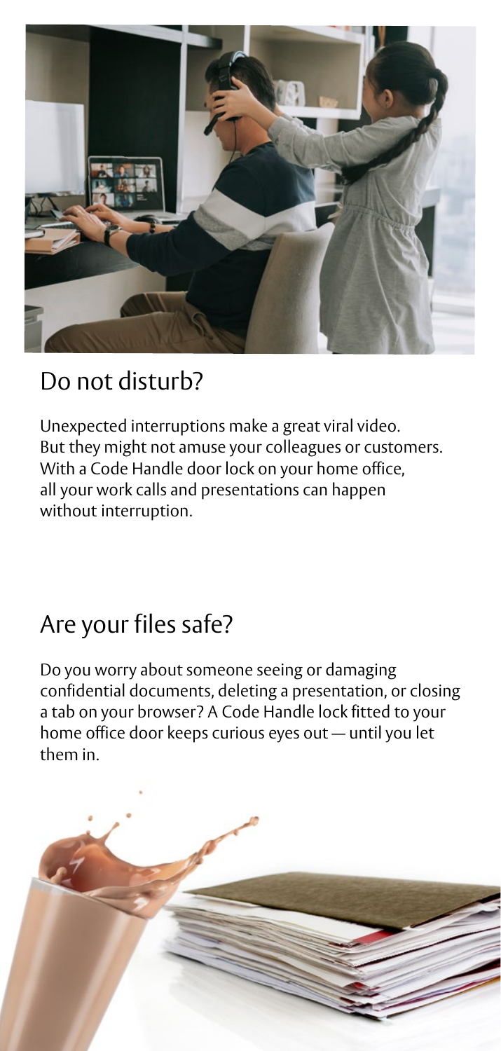## Do not disturb?

Unexpected interruptions make a great viral video. But they might not amuse your colleagues or customers. With a Code Handle door lock on your home office, all your work calls and presentations can happen without interruption.

## Are your files safe?

Do you worry about someone seeing or damaging confidential documents, deleting a presentation, or closing a tab on your browser? A Code Handle lock fitted to your home office door keeps curious eyes out — until you let them in.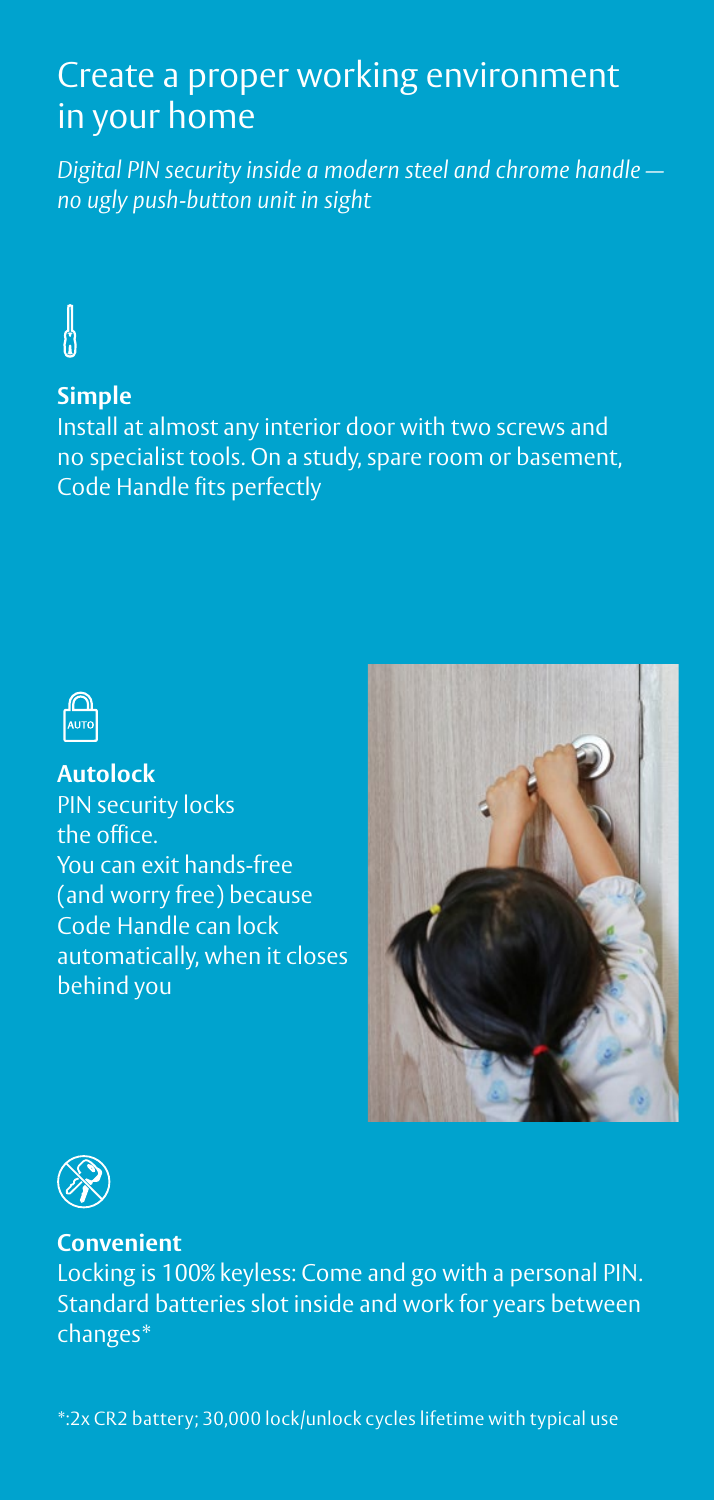# Create a proper working environment in your home

*Digital PIN security inside a modern steel and chrome handle — no ugly push-button unit in sight*

**Simple**

Install at almost any interior door with two screws and no specialist tools. On a study, spare room or basement, Code Handle fits perfectly

**Autolock**

PIN security locks the office.
You can exit hands-free (and worry free) because Code Handle can lock automatically, when it closes behind you

**Convenient**

Locking is 100% keyless: Come and go with a personal PIN. Standard batteries slot inside and work for years between changes*

*:2x CR2 battery; 30,000 lock/unlock cycles lifetime with typical use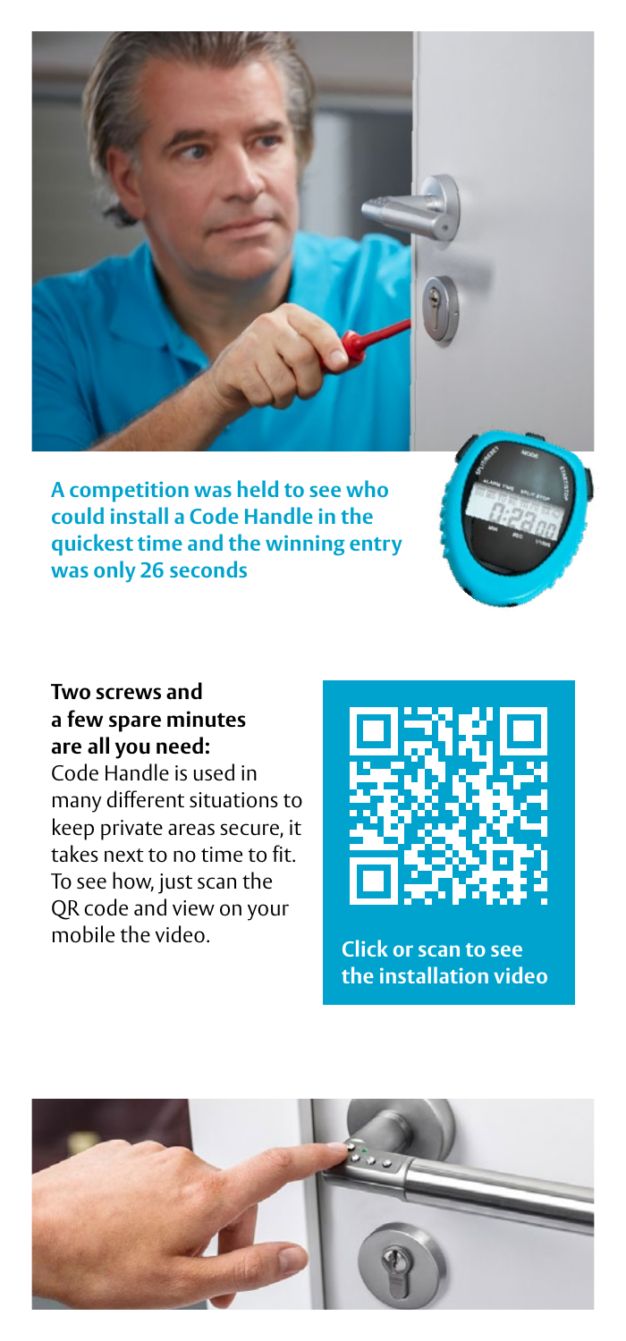**A competition was held to see who could install a Code Handle in the quickest time and the winning entry was only 26 seconds**

**Two screws and a few spare minutes are all you need:**
Code Handle is used in many different situations to keep private areas secure, it takes next to no time to fit. To see how, just scan the QR code and view on your mobile the video.

**Click or scan to see the installation video**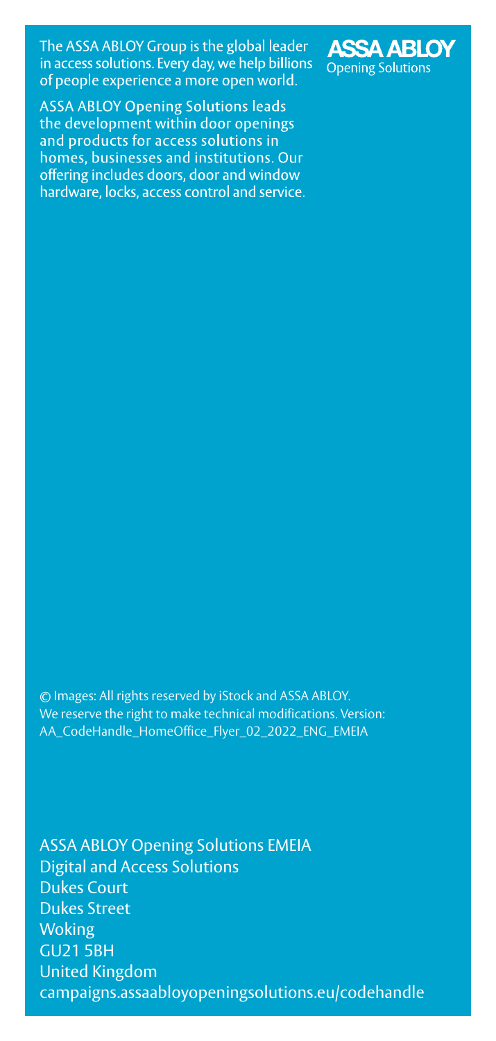The ASSA ABLOY Group is the global leader in access solutions. Every day, we help billions of people experience a more open world.

ASSA ABLOY Opening Solutions leads the development within door openings and products for access solutions in homes, businesses and institutions. Our offering includes doors, door and window hardware, locks, access control and service.

**ASSA ABLOY**
Opening Solutions

© Images: All rights reserved by iStock and ASSA ABLOY.
We reserve the right to make technical modifications. Version: AA_CodeHandle_HomeOffice_Flyer_02_2022_ENG_EMEIA

ASSA ABLOY Opening Solutions EMEIA
Digital and Access Solutions
Dukes Court
Dukes Street
Woking
GU21 5BH
United Kingdom
campaigns.assaabloyopeningsolutions.eu/codehandle